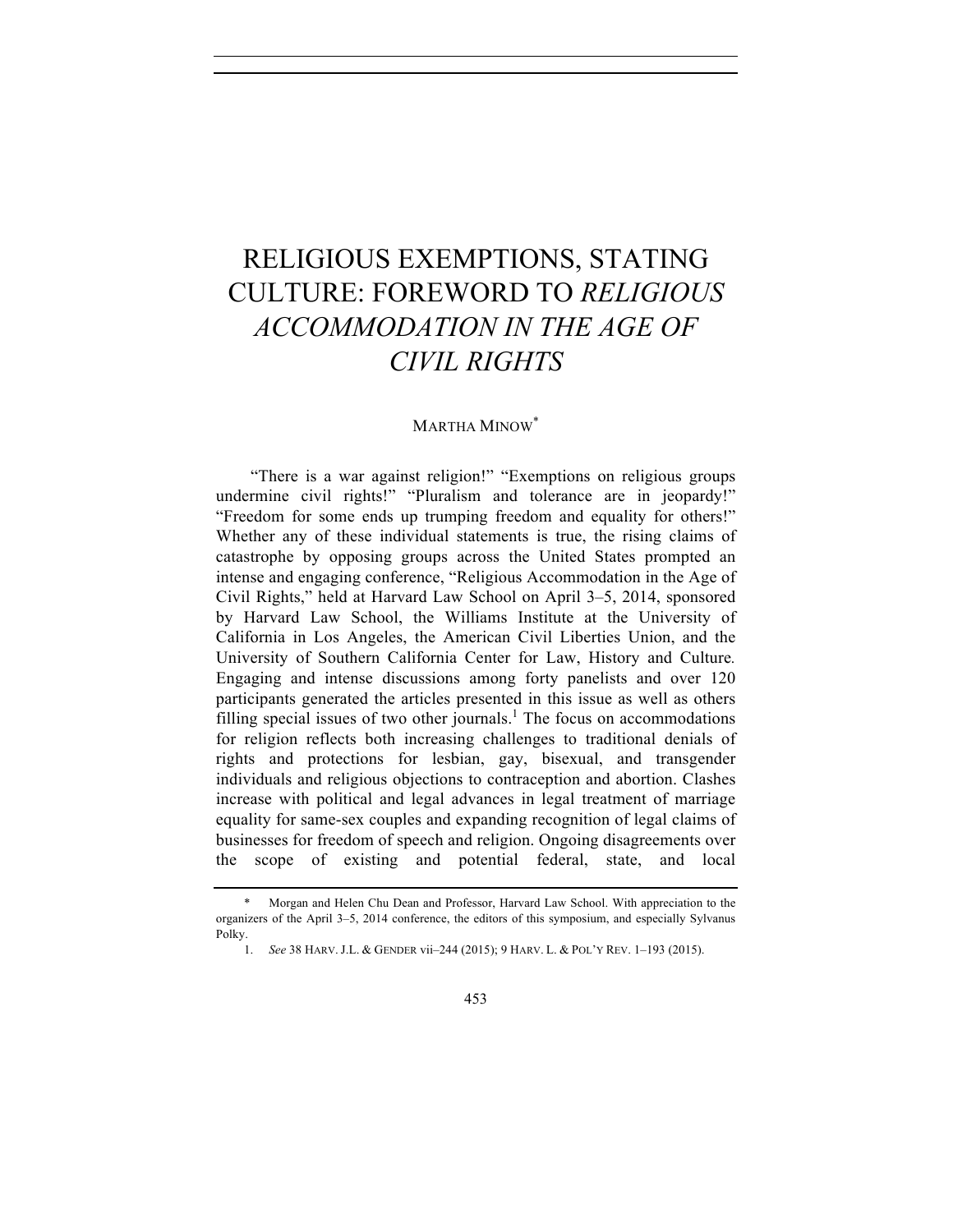# RELIGIOUS EXEMPTIONS, STATING CULTURE: FOREWORD TO *RELIGIOUS ACCOMMODATION IN THE AGE OF CIVIL RIGHTS*

MARTHA MINOW[*]

"There is a war against religion!" "Exemptions on religious groups undermine civil rights!" "Pluralism and tolerance are in jeopardy!" "Freedom for some ends up trumping freedom and equality for others!" Whether any of these individual statements is true, the rising claims of catastrophe by opposing groups across the United States prompted an intense and engaging conference, "Religious Accommodation in the Age of Civil Rights," held at Harvard Law School on April 3–5, 2014, sponsored by Harvard Law School, the Williams Institute at the University of California in Los Angeles, the American Civil Liberties Union, and the University of Southern California Center for Law, History and Culture*.* Engaging and intense discussions among forty panelists and over 120 participants generated the articles presented in this issue as well as others filling special issues of two other journals.[1] The focus on accommodations for religion reflects both increasing challenges to traditional denials of rights and protections for lesbian, gay, bisexual, and transgender individuals and religious objections to contraception and abortion. Clashes increase with political and legal advances in legal treatment of marriage equality for same-sex couples and expanding recognition of legal claims of businesses for freedom of speech and religion. Ongoing disagreements over the scope of existing and potential federal, state, and local

---

\* Morgan and Helen Chu Dean and Professor, Harvard Law School. With appreciation to the organizers of the April 3–5, 2014 conference, the editors of this symposium, and especially Sylvanus Polky.

1. *See* 38 HARV. J.L. & GENDER vii–244 (2015); 9 HARV. L. & POL'Y REV. 1–193 (2015).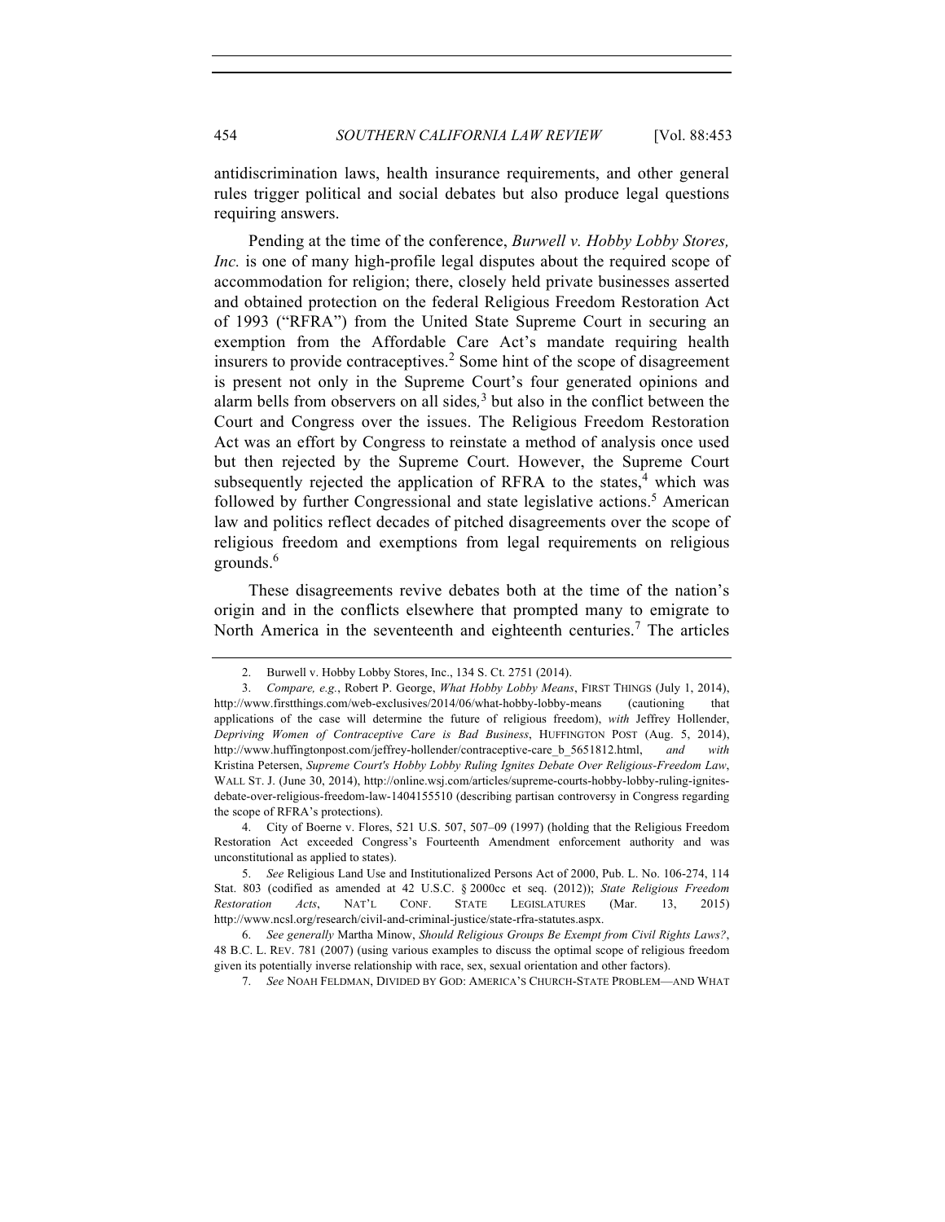antidiscrimination laws, health insurance requirements, and other general rules trigger political and social debates but also produce legal questions requiring answers.

Pending at the time of the conference, *Burwell v. Hobby Lobby Stores, Inc.* is one of many high-profile legal disputes about the required scope of accommodation for religion; there, closely held private businesses asserted and obtained protection on the federal Religious Freedom Restoration Act of 1993 ("RFRA") from the United State Supreme Court in securing an exemption from the Affordable Care Act's mandate requiring health insurers to provide contraceptives.[2] Some hint of the scope of disagreement is present not only in the Supreme Court's four generated opinions and alarm bells from observers on all sides,[3] but also in the conflict between the Court and Congress over the issues. The Religious Freedom Restoration Act was an effort by Congress to reinstate a method of analysis once used but then rejected by the Supreme Court. However, the Supreme Court subsequently rejected the application of RFRA to the states,[4] which was followed by further Congressional and state legislative actions.[5] American law and politics reflect decades of pitched disagreements over the scope of religious freedom and exemptions from legal requirements on religious grounds.[6]

These disagreements revive debates both at the time of the nation's origin and in the conflicts elsewhere that prompted many to emigrate to North America in the seventeenth and eighteenth centuries.[7] The articles

---

2. Burwell v. Hobby Lobby Stores, Inc., 134 S. Ct. 2751 (2014).

3. *Compare, e.g.*, Robert P. George, *What Hobby Lobby Means*, FIRST THINGS (July 1, 2014), http://www.firstthings.com/web-exclusives/2014/06/what-hobby-lobby-means (cautioning that applications of the case will determine the future of religious freedom), *with* Jeffrey Hollender, *Depriving Women of Contraceptive Care is Bad Business*, HUFFINGTON POST (Aug. 5, 2014), http://www.huffingtonpost.com/jeffrey-hollender/contraceptive-care_b_5651812.html, *and with* Kristina Petersen, *Supreme Court's Hobby Lobby Ruling Ignites Debate Over Religious-Freedom Law*, WALL ST. J. (June 30, 2014), http://online.wsj.com/articles/supreme-courts-hobby-lobby-ruling-ignites-debate-over-religious-freedom-law-1404155510 (describing partisan controversy in Congress regarding the scope of RFRA's protections).

4. City of Boerne v. Flores, 521 U.S. 507, 507–09 (1997) (holding that the Religious Freedom Restoration Act exceeded Congress's Fourteenth Amendment enforcement authority and was unconstitutional as applied to states).

5. *See* Religious Land Use and Institutionalized Persons Act of 2000, Pub. L. No. 106-274, 114 Stat. 803 (codified as amended at 42 U.S.C. § 2000cc et seq. (2012)); *State Religious Freedom Restoration Acts*, NAT'L CONF. STATE LEGISLATURES (Mar. 13, 2015) http://www.ncsl.org/research/civil-and-criminal-justice/state-rfra-statutes.aspx.

6. *See generally* Martha Minow, *Should Religious Groups Be Exempt from Civil Rights Laws?*, 48 B.C. L. REV. 781 (2007) (using various examples to discuss the optimal scope of religious freedom given its potentially inverse relationship with race, sex, sexual orientation and other factors).

7. *See* NOAH FELDMAN, DIVIDED BY GOD: AMERICA'S CHURCH-STATE PROBLEM—AND WHAT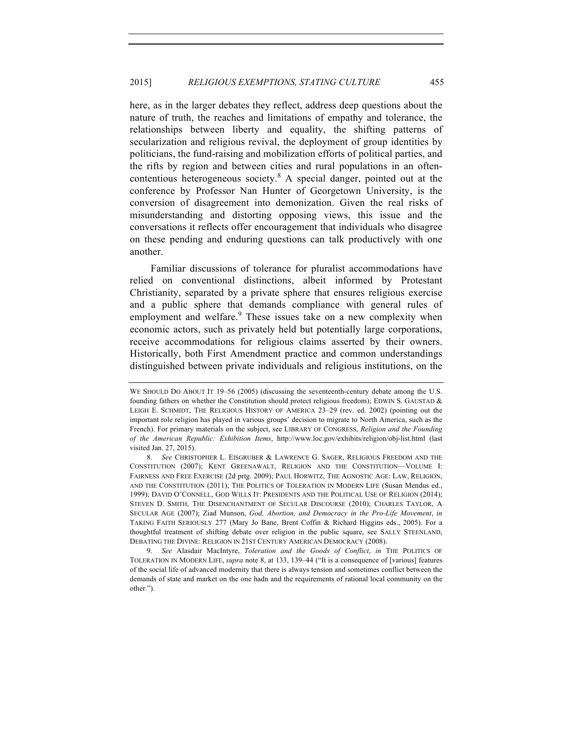here, as in the larger debates they reflect, address deep questions about the nature of truth, the reaches and limitations of empathy and tolerance, the relationships between liberty and equality, the shifting patterns of secularization and religious revival, the deployment of group identities by politicians, the fund-raising and mobilization efforts of political parties, and the rifts by region and between cities and rural populations in an often-contentious heterogeneous society.[8] A special danger, pointed out at the conference by Professor Nan Hunter of Georgetown University, is the conversion of disagreement into demonization. Given the real risks of misunderstanding and distorting opposing views, this issue and the conversations it reflects offer encouragement that individuals who disagree on these pending and enduring questions can talk productively with one another.

Familiar discussions of tolerance for pluralist accommodations have relied on conventional distinctions, albeit informed by Protestant Christianity, separated by a private sphere that ensures religious exercise and a public sphere that demands compliance with general rules of employment and welfare.[9] These issues take on a new complexity when economic actors, such as privately held but potentially large corporations, receive accommodations for religious claims asserted by their owners. Historically, both First Amendment practice and common understandings distinguished between private individuals and religious institutions, on the

---

WE SHOULD DO ABOUT IT 19–56 (2005) (discussing the seventeenth-century debate among the U.S. founding fathers on whether the Constitution should protect religious freedom); EDWIN S. GAUSTAD & LEIGH E. SCHMIDT, THE RELIGIOUS HISTORY OF AMERICA 23–29 (rev. ed. 2002) (pointing out the important role religion has played in various groups' decision to migrate to North America, such as the French). For primary materials on the subject, see LIBRARY OF CONGRESS, *Religion and the Founding of the American Republic: Exhibition Items*, http://www.loc.gov/exhibits/religion/obj-list.html (last visited Jan. 27, 2015).

8. *See* CHRISTOPHER L. EISGRUBER & LAWRENCE G. SAGER, RELIGIOUS FREEDOM AND THE CONSTITUTION (2007); KENT GREENAWALT, RELIGION AND THE CONSTITUTION—VOLUME I: FAIRNESS AND FREE EXERCISE (2d prtg. 2009); PAUL HORWITZ, THE AGNOSTIC AGE: LAW, RELIGION, AND THE CONSTITUTION (2011); THE POLITICS OF TOLERATION IN MODERN LIFE (Susan Mendus ed., 1999); DAVID O'CONNELL, GOD WILLS IT: PRESIDENTS AND THE POLITICAL USE OF RELIGION (2014); STEVEN D. SMITH, THE DISENCHANTMENT OF SECULAR DISCOURSE (2010); CHARLES TAYLOR, A SECULAR AGE (2007); Ziad Munson, *God, Abortion, and Democracy in the Pro-Life Movement*, *in* TAKING FAITH SERIOUSLY 277 (Mary Jo Bane, Brent Coffin & Richard Higgins eds., 2005). For a thoughtful treatment of shifting debate over religion in the public square, see SALLY STEENLAND, DEBATING THE DIVINE: RELIGION IN 21ST CENTURY AMERICAN DEMOCRACY (2008).

9. *See* Alasdair MacIntyre, *Toleration and the Goods of Conflict*, *in* THE POLITICS OF TOLERATION IN MODERN LIFE, *supra* note 8, at 133, 139–44 ("It is a consequence of [various] features of the social life of advanced modernity that there is always tension and sometimes conflict between the demands of state and market on the one hadn and the requirements of rational local community on the other.").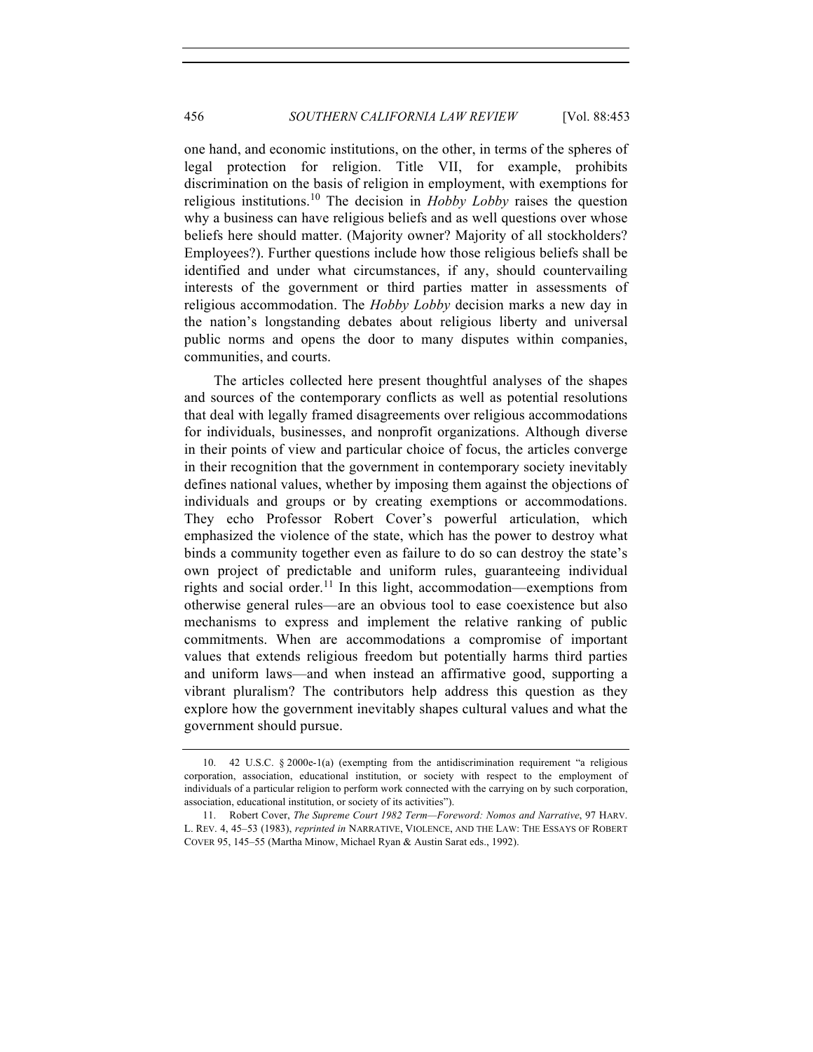one hand, and economic institutions, on the other, in terms of the spheres of legal protection for religion. Title VII, for example, prohibits discrimination on the basis of religion in employment, with exemptions for religious institutions.[10] The decision in *Hobby Lobby* raises the question why a business can have religious beliefs and as well questions over whose beliefs here should matter. (Majority owner? Majority of all stockholders? Employees?). Further questions include how those religious beliefs shall be identified and under what circumstances, if any, should countervailing interests of the government or third parties matter in assessments of religious accommodation. The *Hobby Lobby* decision marks a new day in the nation's longstanding debates about religious liberty and universal public norms and opens the door to many disputes within companies, communities, and courts.

The articles collected here present thoughtful analyses of the shapes and sources of the contemporary conflicts as well as potential resolutions that deal with legally framed disagreements over religious accommodations for individuals, businesses, and nonprofit organizations. Although diverse in their points of view and particular choice of focus, the articles converge in their recognition that the government in contemporary society inevitably defines national values, whether by imposing them against the objections of individuals and groups or by creating exemptions or accommodations. They echo Professor Robert Cover's powerful articulation, which emphasized the violence of the state, which has the power to destroy what binds a community together even as failure to do so can destroy the state's own project of predictable and uniform rules, guaranteeing individual rights and social order.[11] In this light, accommodation—exemptions from otherwise general rules—are an obvious tool to ease coexistence but also mechanisms to express and implement the relative ranking of public commitments. When are accommodations a compromise of important values that extends religious freedom but potentially harms third parties and uniform laws—and when instead an affirmative good, supporting a vibrant pluralism? The contributors help address this question as they explore how the government inevitably shapes cultural values and what the government should pursue.

---

10. 42 U.S.C. § 2000e-1(a) (exempting from the antidiscrimination requirement "a religious corporation, association, educational institution, or society with respect to the employment of individuals of a particular religion to perform work connected with the carrying on by such corporation, association, educational institution, or society of its activities").

11. Robert Cover, *The Supreme Court 1982 Term—Foreword: Nomos and Narrative*, 97 HARV. L. REV. 4, 45–53 (1983), *reprinted in* NARRATIVE, VIOLENCE, AND THE LAW: THE ESSAYS OF ROBERT COVER 95, 145–55 (Martha Minow, Michael Ryan & Austin Sarat eds., 1992).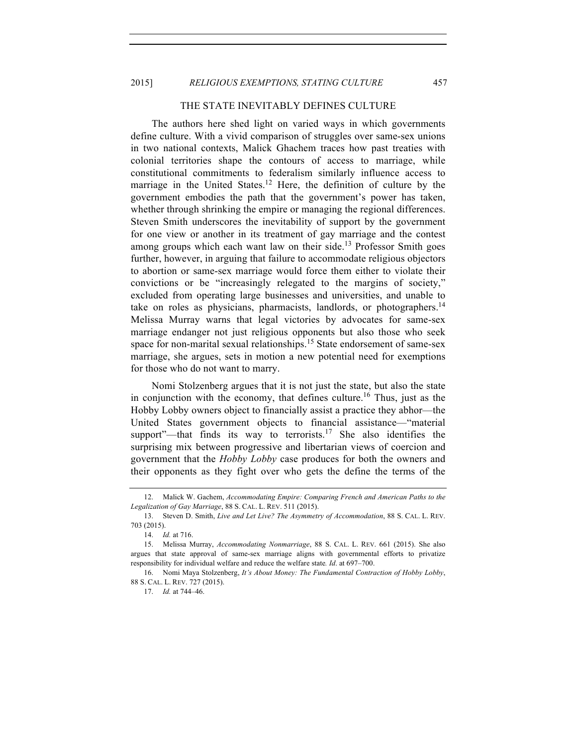## THE STATE INEVITABLY DEFINES CULTURE

The authors here shed light on varied ways in which governments define culture. With a vivid comparison of struggles over same-sex unions in two national contexts, Malick Ghachem traces how past treaties with colonial territories shape the contours of access to marriage, while constitutional commitments to federalism similarly influence access to marriage in the United States.[12] Here, the definition of culture by the government embodies the path that the government's power has taken, whether through shrinking the empire or managing the regional differences. Steven Smith underscores the inevitability of support by the government for one view or another in its treatment of gay marriage and the contest among groups which each want law on their side.[13] Professor Smith goes further, however, in arguing that failure to accommodate religious objectors to abortion or same-sex marriage would force them either to violate their convictions or be "increasingly relegated to the margins of society," excluded from operating large businesses and universities, and unable to take on roles as physicians, pharmacists, landlords, or photographers.[14] Melissa Murray warns that legal victories by advocates for same-sex marriage endanger not just religious opponents but also those who seek space for non-marital sexual relationships.[15] State endorsement of same-sex marriage, she argues, sets in motion a new potential need for exemptions for those who do not want to marry.

Nomi Stolzenberg argues that it is not just the state, but also the state in conjunction with the economy, that defines culture.[16] Thus, just as the Hobby Lobby owners object to financially assist a practice they abhor—the United States government objects to financial assistance—"material support"—that finds its way to terrorists.[17] She also identifies the surprising mix between progressive and libertarian views of coercion and government that the *Hobby Lobby* case produces for both the owners and their opponents as they fight over who gets the define the terms of the

---

12. Malick W. Gachem, *Accommodating Empire: Comparing French and American Paths to the Legalization of Gay Marriage*, 88 S. CAL. L. REV. 511 (2015).

13. Steven D. Smith, *Live and Let Live? The Asymmetry of Accommodation*, 88 S. CAL. L. REV. 703 (2015).

14. *Id.* at 716.

15. Melissa Murray, *Accommodating Nonmarriage*, 88 S. CAL. L. REV. 661 (2015). She also argues that state approval of same-sex marriage aligns with governmental efforts to privatize responsibility for individual welfare and reduce the welfare state*. Id*. at 697–700.

16. Nomi Maya Stolzenberg, *It's About Money: The Fundamental Contraction of Hobby Lobby*, 88 S. CAL. L. REV. 727 (2015).

17. *Id.* at 744–46.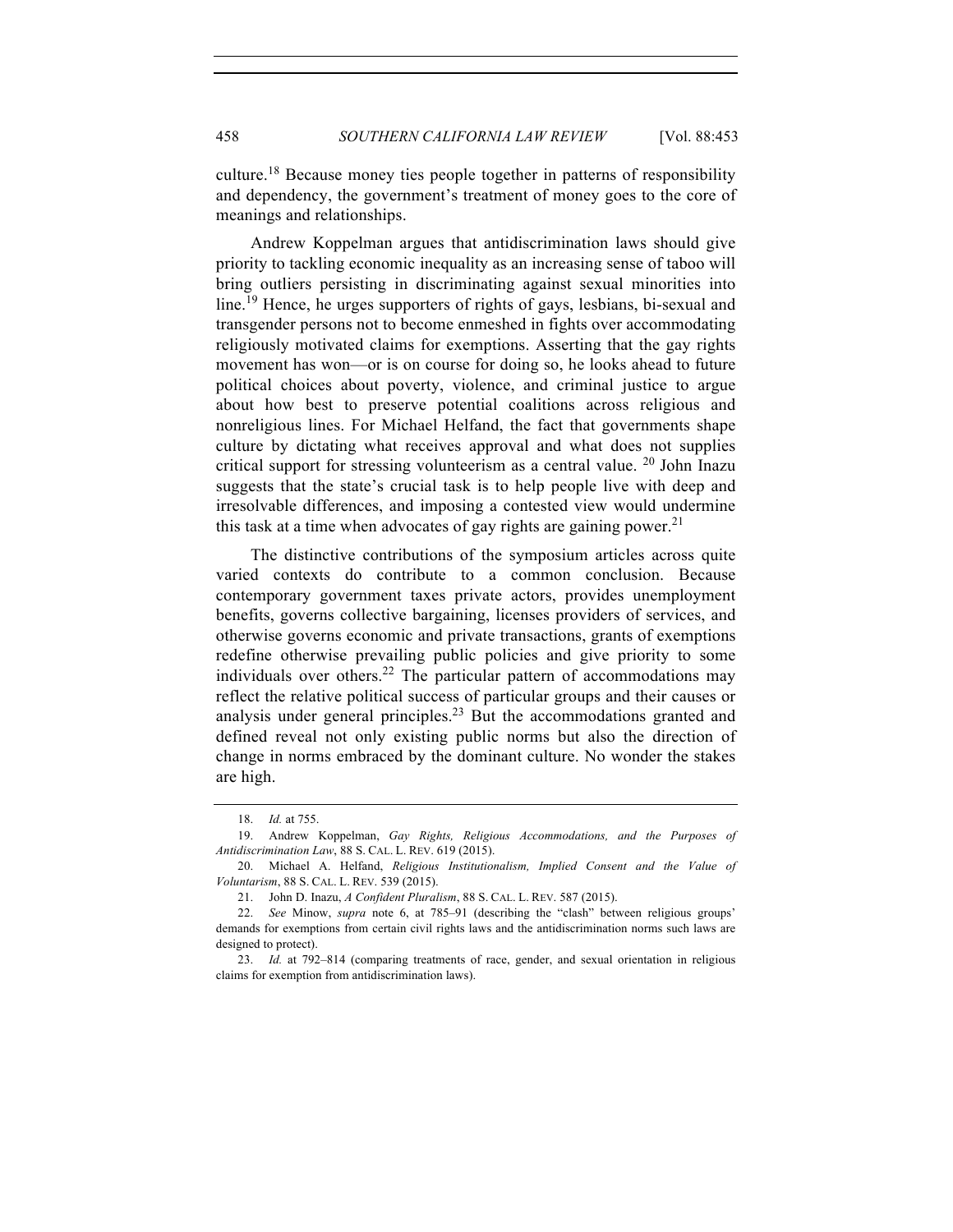culture.[18] Because money ties people together in patterns of responsibility and dependency, the government's treatment of money goes to the core of meanings and relationships.

Andrew Koppelman argues that antidiscrimination laws should give priority to tackling economic inequality as an increasing sense of taboo will bring outliers persisting in discriminating against sexual minorities into line.[19] Hence, he urges supporters of rights of gays, lesbians, bi-sexual and transgender persons not to become enmeshed in fights over accommodating religiously motivated claims for exemptions. Asserting that the gay rights movement has won—or is on course for doing so, he looks ahead to future political choices about poverty, violence, and criminal justice to argue about how best to preserve potential coalitions across religious and nonreligious lines. For Michael Helfand, the fact that governments shape culture by dictating what receives approval and what does not supplies critical support for stressing volunteerism as a central value. [20] John Inazu suggests that the state's crucial task is to help people live with deep and irresolvable differences, and imposing a contested view would undermine this task at a time when advocates of gay rights are gaining power.[21]

The distinctive contributions of the symposium articles across quite varied contexts do contribute to a common conclusion. Because contemporary government taxes private actors, provides unemployment benefits, governs collective bargaining, licenses providers of services, and otherwise governs economic and private transactions, grants of exemptions redefine otherwise prevailing public policies and give priority to some individuals over others.[22] The particular pattern of accommodations may reflect the relative political success of particular groups and their causes or analysis under general principles.[23] But the accommodations granted and defined reveal not only existing public norms but also the direction of change in norms embraced by the dominant culture. No wonder the stakes are high.

---

18. *Id.* at 755.

19. Andrew Koppelman, *Gay Rights, Religious Accommodations, and the Purposes of Antidiscrimination Law*, 88 S. CAL. L. REV. 619 (2015).

20. Michael A. Helfand, *Religious Institutionalism, Implied Consent and the Value of Voluntarism*, 88 S. CAL. L. REV. 539 (2015).

21. John D. Inazu, *A Confident Pluralism*, 88 S. CAL. L. REV. 587 (2015).

22. *See* Minow, *supra* note 6, at 785–91 (describing the "clash" between religious groups' demands for exemptions from certain civil rights laws and the antidiscrimination norms such laws are designed to protect).

23. *Id.* at 792–814 (comparing treatments of race, gender, and sexual orientation in religious claims for exemption from antidiscrimination laws).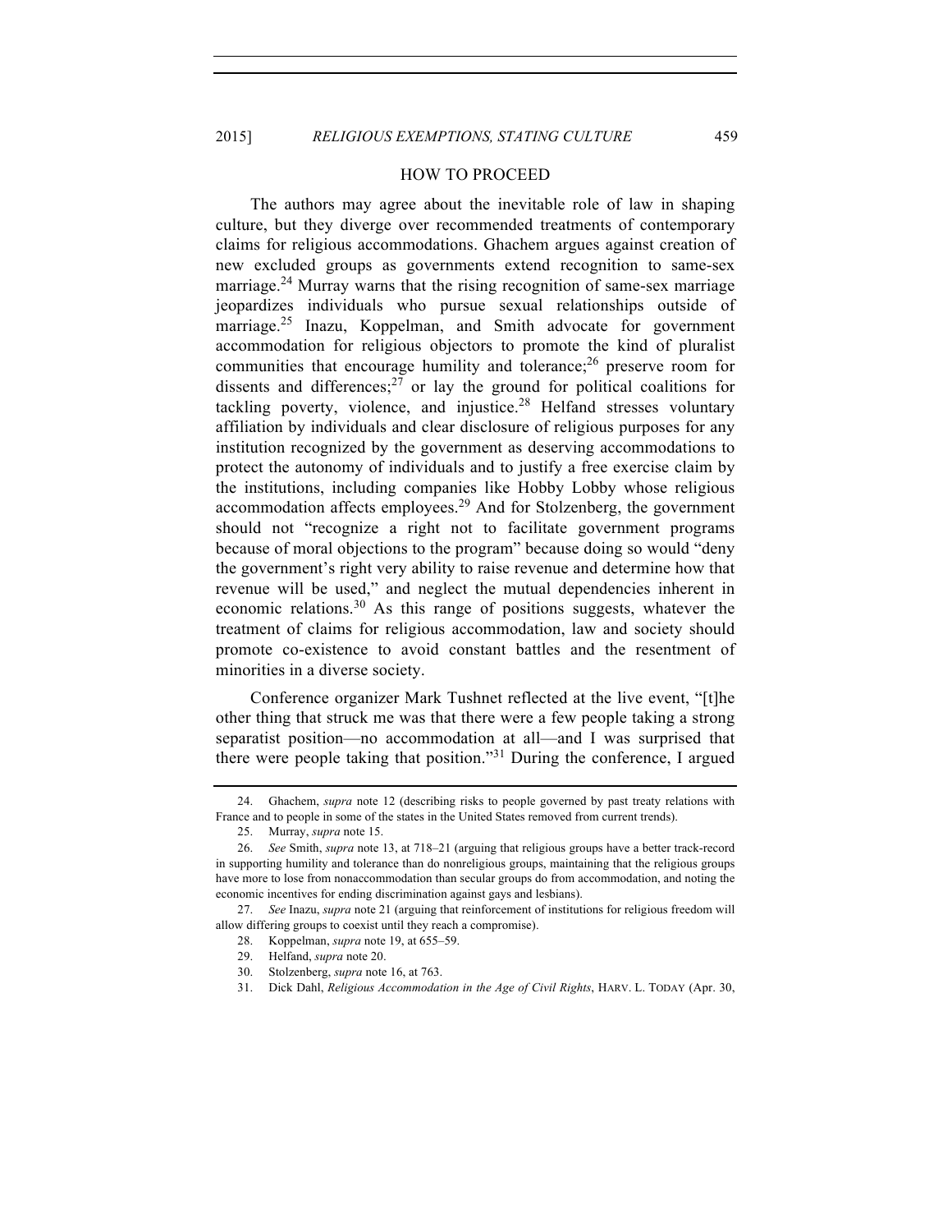## HOW TO PROCEED

The authors may agree about the inevitable role of law in shaping culture, but they diverge over recommended treatments of contemporary claims for religious accommodations. Ghachem argues against creation of new excluded groups as governments extend recognition to same-sex marriage.[24] Murray warns that the rising recognition of same-sex marriage jeopardizes individuals who pursue sexual relationships outside of marriage.[25] Inazu, Koppelman, and Smith advocate for government accommodation for religious objectors to promote the kind of pluralist communities that encourage humility and tolerance;[26] preserve room for dissents and differences;[27] or lay the ground for political coalitions for tackling poverty, violence, and injustice.[28] Helfand stresses voluntary affiliation by individuals and clear disclosure of religious purposes for any institution recognized by the government as deserving accommodations to protect the autonomy of individuals and to justify a free exercise claim by the institutions, including companies like Hobby Lobby whose religious accommodation affects employees.[29] And for Stolzenberg, the government should not "recognize a right not to facilitate government programs because of moral objections to the program" because doing so would "deny the government's right very ability to raise revenue and determine how that revenue will be used," and neglect the mutual dependencies inherent in economic relations.[30] As this range of positions suggests, whatever the treatment of claims for religious accommodation, law and society should promote co-existence to avoid constant battles and the resentment of minorities in a diverse society.

Conference organizer Mark Tushnet reflected at the live event, "[t]he other thing that struck me was that there were a few people taking a strong separatist position—no accommodation at all—and I was surprised that there were people taking that position."[31] During the conference, I argued

---

24. Ghachem, *supra* note 12 (describing risks to people governed by past treaty relations with France and to people in some of the states in the United States removed from current trends).

25. Murray, *supra* note 15.

26. *See* Smith, *supra* note 13, at 718–21 (arguing that religious groups have a better track-record in supporting humility and tolerance than do nonreligious groups, maintaining that the religious groups have more to lose from nonaccommodation than secular groups do from accommodation, and noting the economic incentives for ending discrimination against gays and lesbians).

27. *See* Inazu, *supra* note 21 (arguing that reinforcement of institutions for religious freedom will allow differing groups to coexist until they reach a compromise).

28. Koppelman, *supra* note 19, at 655–59.

29. Helfand, *supra* note 20.

30. Stolzenberg, *supra* note 16, at 763.

31. Dick Dahl, *Religious Accommodation in the Age of Civil Rights*, HARV. L. TODAY (Apr. 30,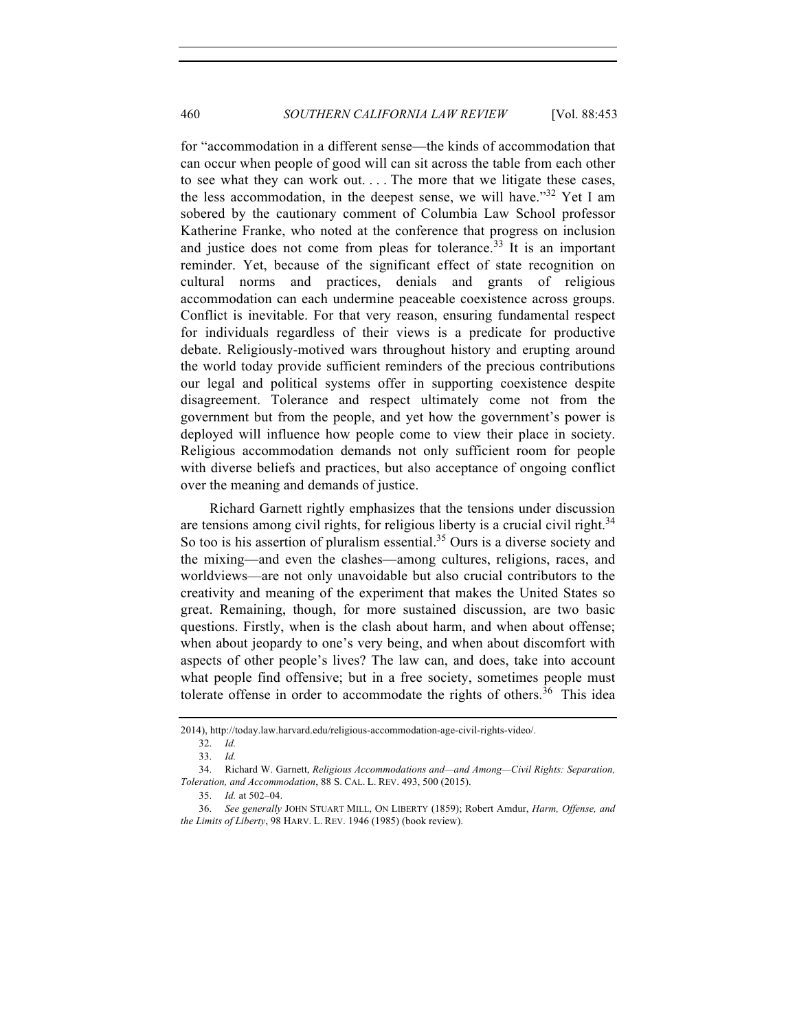for "accommodation in a different sense—the kinds of accommodation that can occur when people of good will can sit across the table from each other to see what they can work out. . . . The more that we litigate these cases, the less accommodation, in the deepest sense, we will have."[32] Yet I am sobered by the cautionary comment of Columbia Law School professor Katherine Franke, who noted at the conference that progress on inclusion and justice does not come from pleas for tolerance.[33] It is an important reminder. Yet, because of the significant effect of state recognition on cultural norms and practices, denials and grants of religious accommodation can each undermine peaceable coexistence across groups. Conflict is inevitable. For that very reason, ensuring fundamental respect for individuals regardless of their views is a predicate for productive debate. Religiously-motived wars throughout history and erupting around the world today provide sufficient reminders of the precious contributions our legal and political systems offer in supporting coexistence despite disagreement. Tolerance and respect ultimately come not from the government but from the people, and yet how the government's power is deployed will influence how people come to view their place in society. Religious accommodation demands not only sufficient room for people with diverse beliefs and practices, but also acceptance of ongoing conflict over the meaning and demands of justice.

Richard Garnett rightly emphasizes that the tensions under discussion are tensions among civil rights, for religious liberty is a crucial civil right.[34] So too is his assertion of pluralism essential.[35] Ours is a diverse society and the mixing—and even the clashes—among cultures, religions, races, and worldviews—are not only unavoidable but also crucial contributors to the creativity and meaning of the experiment that makes the United States so great. Remaining, though, for more sustained discussion, are two basic questions. Firstly, when is the clash about harm, and when about offense; when about jeopardy to one's very being, and when about discomfort with aspects of other people's lives? The law can, and does, take into account what people find offensive; but in a free society, sometimes people must tolerate offense in order to accommodate the rights of others.[36] This idea

2014), http://today.law.harvard.edu/religious-accommodation-age-civil-rights-video/.

32. *Id.*

33. *Id.*

34. Richard W. Garnett, *Religious Accommodations and—and Among—Civil Rights: Separation, Toleration, and Accommodation*, 88 S. CAL. L. REV. 493, 500 (2015).

35. *Id.* at 502–04.

36. *See generally* JOHN STUART MILL, ON LIBERTY (1859); Robert Amdur, *Harm, Offense, and the Limits of Liberty*, 98 HARV. L. REV. 1946 (1985) (book review).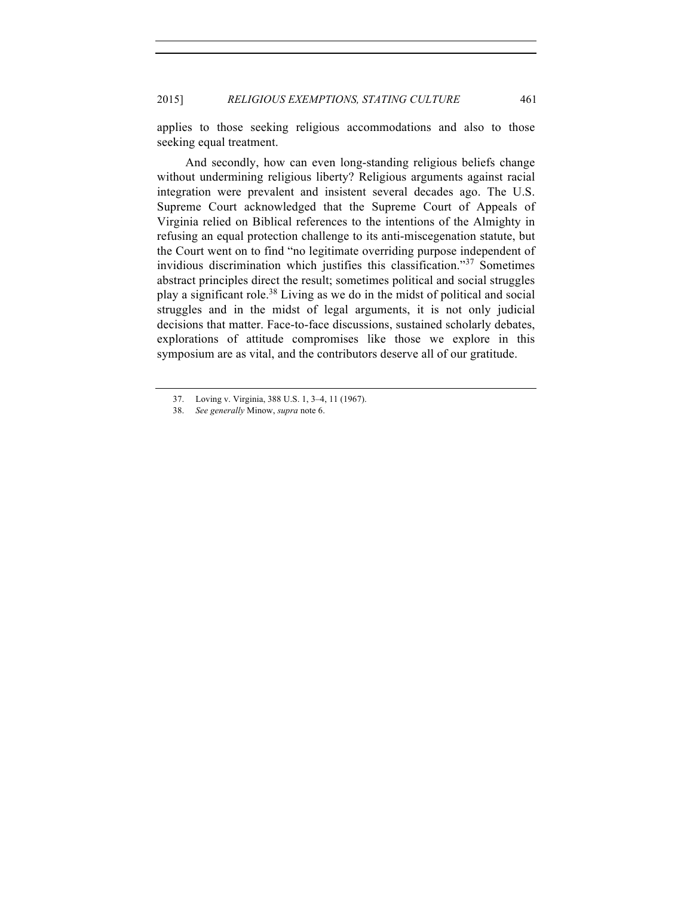applies to those seeking religious accommodations and also to those seeking equal treatment.

And secondly, how can even long-standing religious beliefs change without undermining religious liberty? Religious arguments against racial integration were prevalent and insistent several decades ago. The U.S. Supreme Court acknowledged that the Supreme Court of Appeals of Virginia relied on Biblical references to the intentions of the Almighty in refusing an equal protection challenge to its anti-miscegenation statute, but the Court went on to find "no legitimate overriding purpose independent of invidious discrimination which justifies this classification."[37] Sometimes abstract principles direct the result; sometimes political and social struggles play a significant role.[38] Living as we do in the midst of political and social struggles and in the midst of legal arguments, it is not only judicial decisions that matter. Face-to-face discussions, sustained scholarly debates, explorations of attitude compromises like those we explore in this symposium are as vital, and the contributors deserve all of our gratitude.

---

37. Loving v. Virginia, 388 U.S. 1, 3–4, 11 (1967).

38. *See generally* Minow, *supra* note 6.